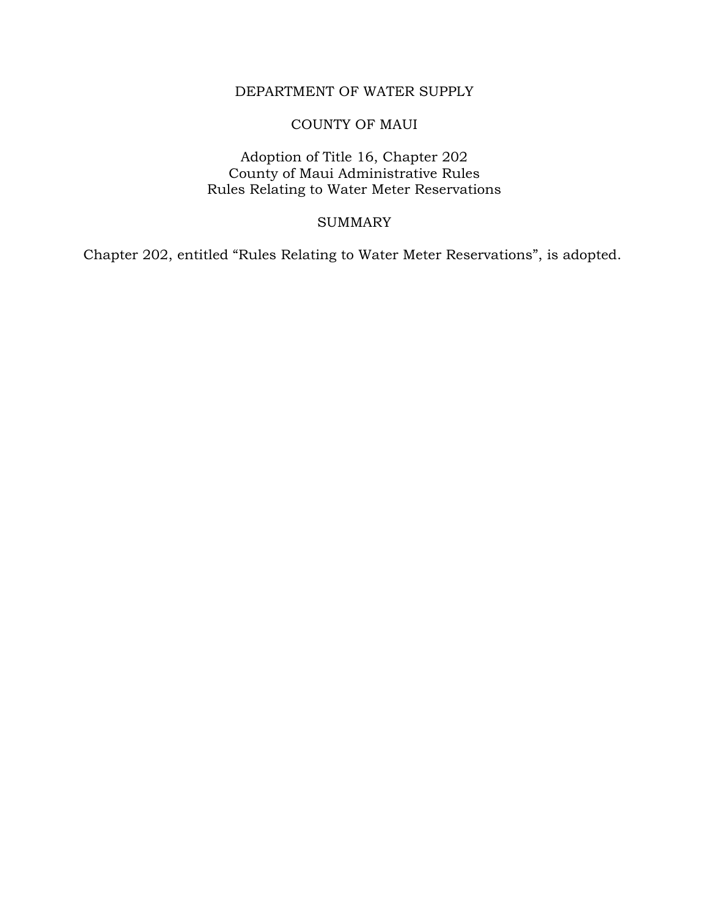# DEPARTMENT OF WATER SUPPLY

## COUNTY OF MAUI

### Adoption of Title 16, Chapter 202
### County of Maui Administrative Rules
### Rules Relating to Water Meter Reservations

### SUMMARY

Chapter 202, entitled "Rules Relating to Water Meter Reservations", is adopted.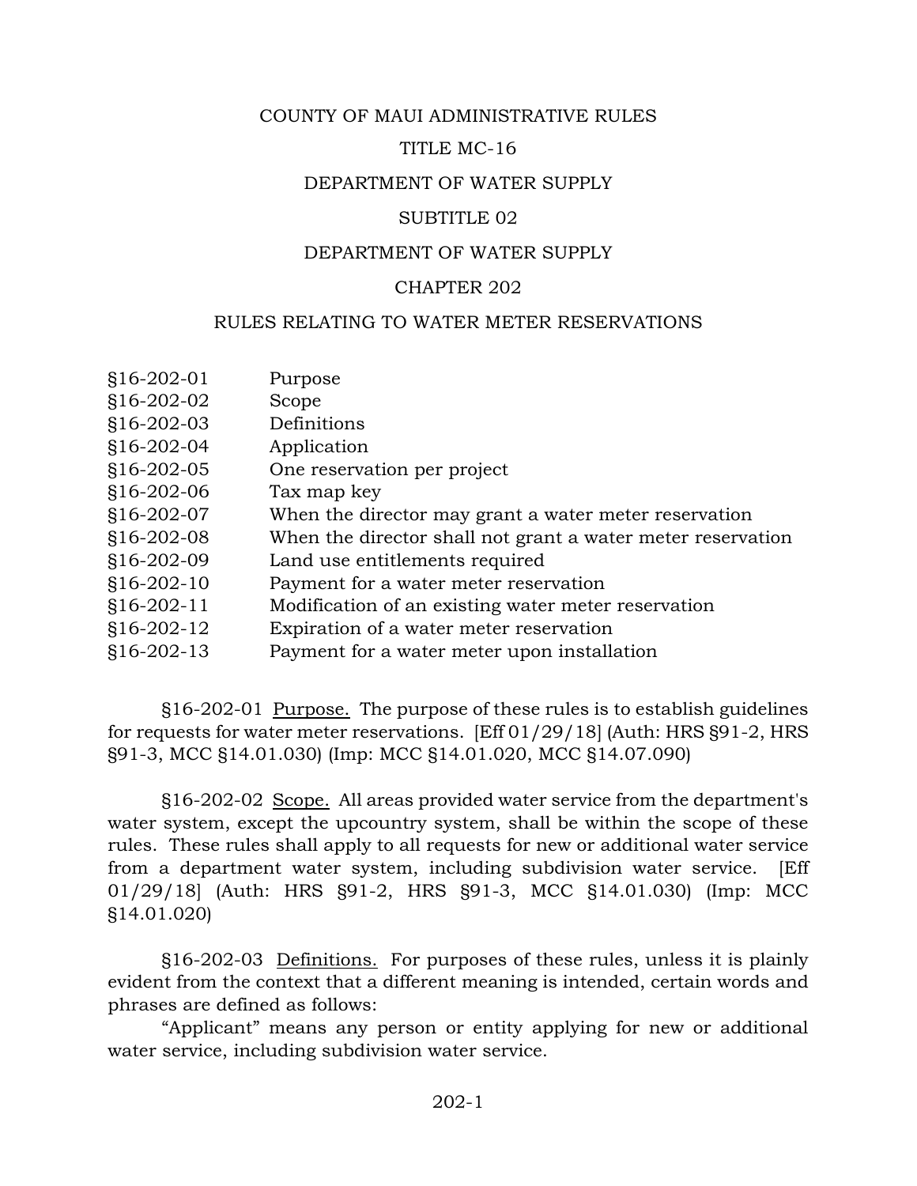COUNTY OF MAUI ADMINISTRATIVE RULES

TITLE MC-16

DEPARTMENT OF WATER SUPPLY

SUBTITLE 02

DEPARTMENT OF WATER SUPPLY

CHAPTER 202

RULES RELATING TO WATER METER RESERVATIONS

| | |
|---|---|
| §16-202-01 | Purpose |
| §16-202-02 | Scope |
| §16-202-03 | Definitions |
| §16-202-04 | Application |
| §16-202-05 | One reservation per project |
| §16-202-06 | Tax map key |
| §16-202-07 | When the director may grant a water meter reservation |
| §16-202-08 | When the director shall not grant a water meter reservation |
| §16-202-09 | Land use entitlements required |
| §16-202-10 | Payment for a water meter reservation |
| §16-202-11 | Modification of an existing water meter reservation |
| §16-202-12 | Expiration of a water meter reservation |
| §16-202-13 | Payment for a water meter upon installation |

§16-202-01 Purpose. The purpose of these rules is to establish guidelines for requests for water meter reservations. [Eff 01/29/18] (Auth: HRS §91-2, HRS §91-3, MCC §14.01.030) (Imp: MCC §14.01.020, MCC §14.07.090)

§16-202-02 Scope. All areas provided water service from the department's water system, except the upcountry system, shall be within the scope of these rules. These rules shall apply to all requests for new or additional water service from a department water system, including subdivision water service. [Eff 01/29/18] (Auth: HRS §91-2, HRS §91-3, MCC §14.01.030) (Imp: MCC §14.01.020)

§16-202-03 Definitions. For purposes of these rules, unless it is plainly evident from the context that a different meaning is intended, certain words and phrases are defined as follows:

"Applicant" means any person or entity applying for new or additional water service, including subdivision water service.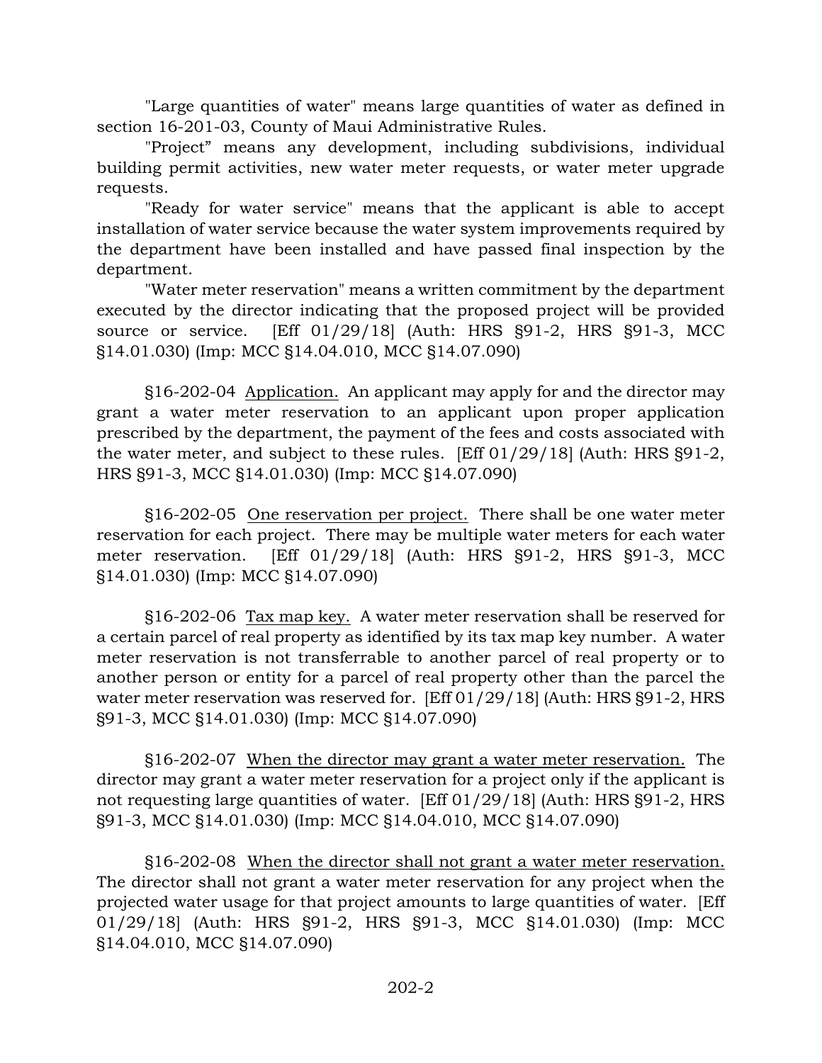"Large quantities of water" means large quantities of water as defined in section 16-201-03, County of Maui Administrative Rules.

"Project" means any development, including subdivisions, individual building permit activities, new water meter requests, or water meter upgrade requests.

"Ready for water service" means that the applicant is able to accept installation of water service because the water system improvements required by the department have been installed and have passed final inspection by the department.

"Water meter reservation" means a written commitment by the department executed by the director indicating that the proposed project will be provided source or service. [Eff 01/29/18] (Auth: HRS §91-2, HRS §91-3, MCC §14.01.030) (Imp: MCC §14.04.010, MCC §14.07.090)

§16-202-04 <u>Application.</u> An applicant may apply for and the director may grant a water meter reservation to an applicant upon proper application prescribed by the department, the payment of the fees and costs associated with the water meter, and subject to these rules. [Eff 01/29/18] (Auth: HRS §91-2, HRS §91-3, MCC §14.01.030) (Imp: MCC §14.07.090)

§16-202-05 <u>One reservation per project.</u> There shall be one water meter reservation for each project. There may be multiple water meters for each water meter reservation. [Eff 01/29/18] (Auth: HRS §91-2, HRS §91-3, MCC §14.01.030) (Imp: MCC §14.07.090)

§16-202-06 <u>Tax map key.</u> A water meter reservation shall be reserved for a certain parcel of real property as identified by its tax map key number. A water meter reservation is not transferrable to another parcel of real property or to another person or entity for a parcel of real property other than the parcel the water meter reservation was reserved for. [Eff 01/29/18] (Auth: HRS §91-2, HRS §91-3, MCC §14.01.030) (Imp: MCC §14.07.090)

§16-202-07 <u>When the director may grant a water meter reservation.</u> The director may grant a water meter reservation for a project only if the applicant is not requesting large quantities of water. [Eff 01/29/18] (Auth: HRS §91-2, HRS §91-3, MCC §14.01.030) (Imp: MCC §14.04.010, MCC §14.07.090)

§16-202-08 <u>When the director shall not grant a water meter reservation.</u> The director shall not grant a water meter reservation for any project when the projected water usage for that project amounts to large quantities of water. [Eff 01/29/18] (Auth: HRS §91-2, HRS §91-3, MCC §14.01.030) (Imp: MCC §14.04.010, MCC §14.07.090)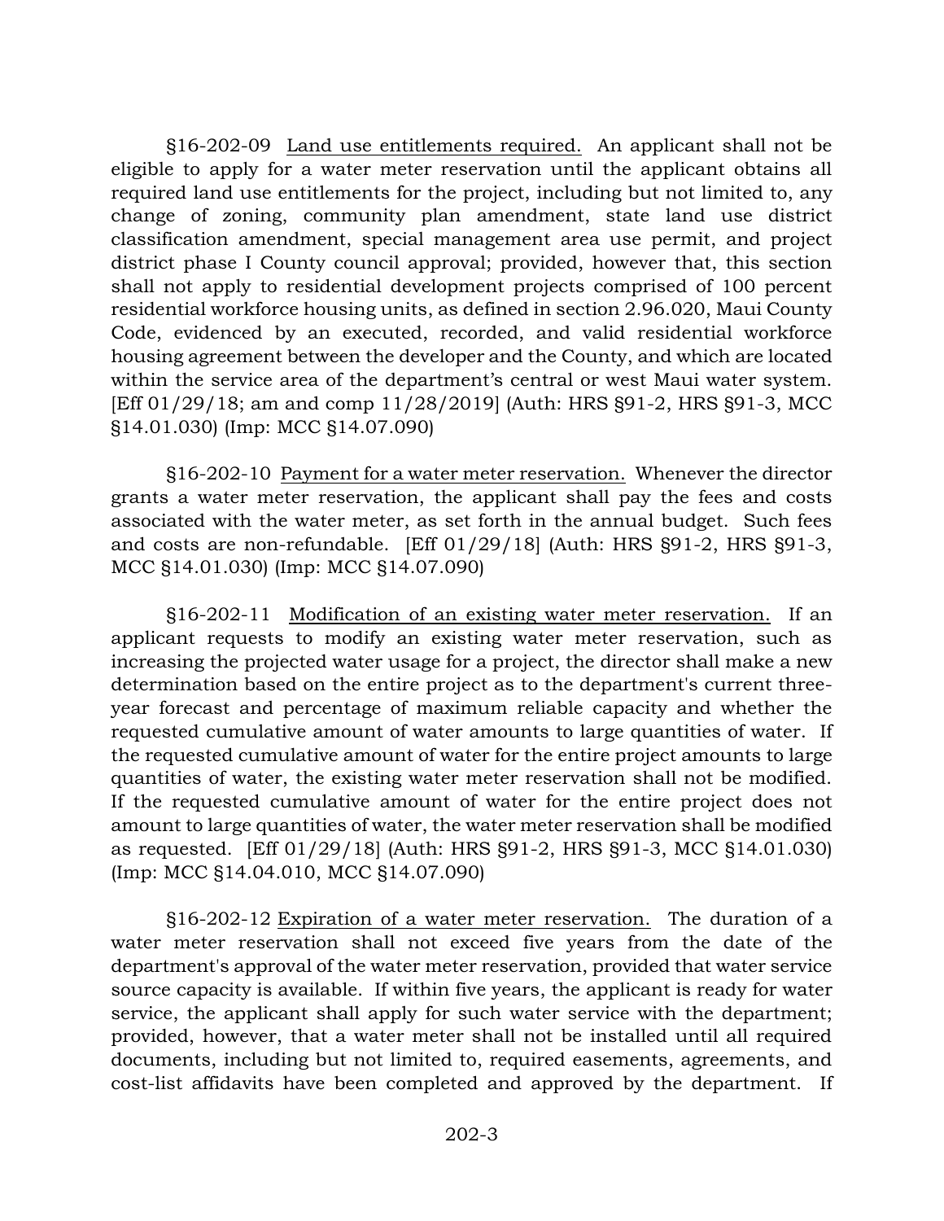§16-202-09 Land use entitlements required. An applicant shall not be eligible to apply for a water meter reservation until the applicant obtains all required land use entitlements for the project, including but not limited to, any change of zoning, community plan amendment, state land use district classification amendment, special management area use permit, and project district phase I County council approval; provided, however that, this section shall not apply to residential development projects comprised of 100 percent residential workforce housing units, as defined in section 2.96.020, Maui County Code, evidenced by an executed, recorded, and valid residential workforce housing agreement between the developer and the County, and which are located within the service area of the department's central or west Maui water system. [Eff 01/29/18; am and comp 11/28/2019] (Auth: HRS §91-2, HRS §91-3, MCC §14.01.030) (Imp: MCC §14.07.090)

§16-202-10 Payment for a water meter reservation. Whenever the director grants a water meter reservation, the applicant shall pay the fees and costs associated with the water meter, as set forth in the annual budget. Such fees and costs are non-refundable. [Eff 01/29/18] (Auth: HRS §91-2, HRS §91-3, MCC §14.01.030) (Imp: MCC §14.07.090)

§16-202-11 Modification of an existing water meter reservation. If an applicant requests to modify an existing water meter reservation, such as increasing the projected water usage for a project, the director shall make a new determination based on the entire project as to the department's current three-year forecast and percentage of maximum reliable capacity and whether the requested cumulative amount of water amounts to large quantities of water. If the requested cumulative amount of water for the entire project amounts to large quantities of water, the existing water meter reservation shall not be modified. If the requested cumulative amount of water for the entire project does not amount to large quantities of water, the water meter reservation shall be modified as requested. [Eff 01/29/18] (Auth: HRS §91-2, HRS §91-3, MCC §14.01.030) (Imp: MCC §14.04.010, MCC §14.07.090)

§16-202-12 Expiration of a water meter reservation. The duration of a water meter reservation shall not exceed five years from the date of the department's approval of the water meter reservation, provided that water service source capacity is available. If within five years, the applicant is ready for water service, the applicant shall apply for such water service with the department; provided, however, that a water meter shall not be installed until all required documents, including but not limited to, required easements, agreements, and cost-list affidavits have been completed and approved by the department. If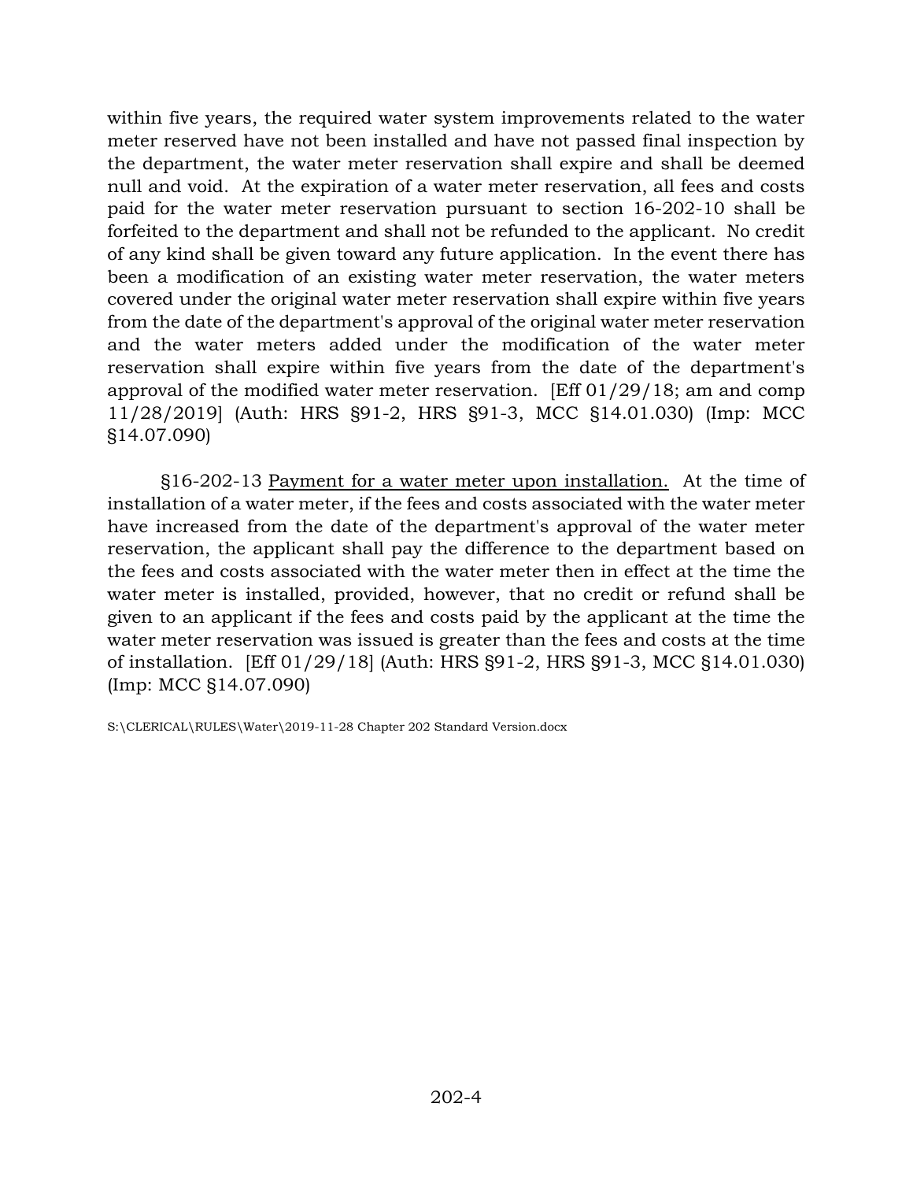within five years, the required water system improvements related to the water meter reserved have not been installed and have not passed final inspection by the department, the water meter reservation shall expire and shall be deemed null and void. At the expiration of a water meter reservation, all fees and costs paid for the water meter reservation pursuant to section 16-202-10 shall be forfeited to the department and shall not be refunded to the applicant. No credit of any kind shall be given toward any future application. In the event there has been a modification of an existing water meter reservation, the water meters covered under the original water meter reservation shall expire within five years from the date of the department's approval of the original water meter reservation and the water meters added under the modification of the water meter reservation shall expire within five years from the date of the department's approval of the modified water meter reservation. [Eff 01/29/18; am and comp 11/28/2019] (Auth: HRS §91-2, HRS §91-3, MCC §14.01.030) (Imp: MCC §14.07.090)

§16-202-13 Payment for a water meter upon installation. At the time of installation of a water meter, if the fees and costs associated with the water meter have increased from the date of the department's approval of the water meter reservation, the applicant shall pay the difference to the department based on the fees and costs associated with the water meter then in effect at the time the water meter is installed, provided, however, that no credit or refund shall be given to an applicant if the fees and costs paid by the applicant at the time the water meter reservation was issued is greater than the fees and costs at the time of installation. [Eff 01/29/18] (Auth: HRS §91-2, HRS §91-3, MCC §14.01.030) (Imp: MCC §14.07.090)

S:\CLERICAL\RULES\Water\2019-11-28 Chapter 202 Standard Version.docx